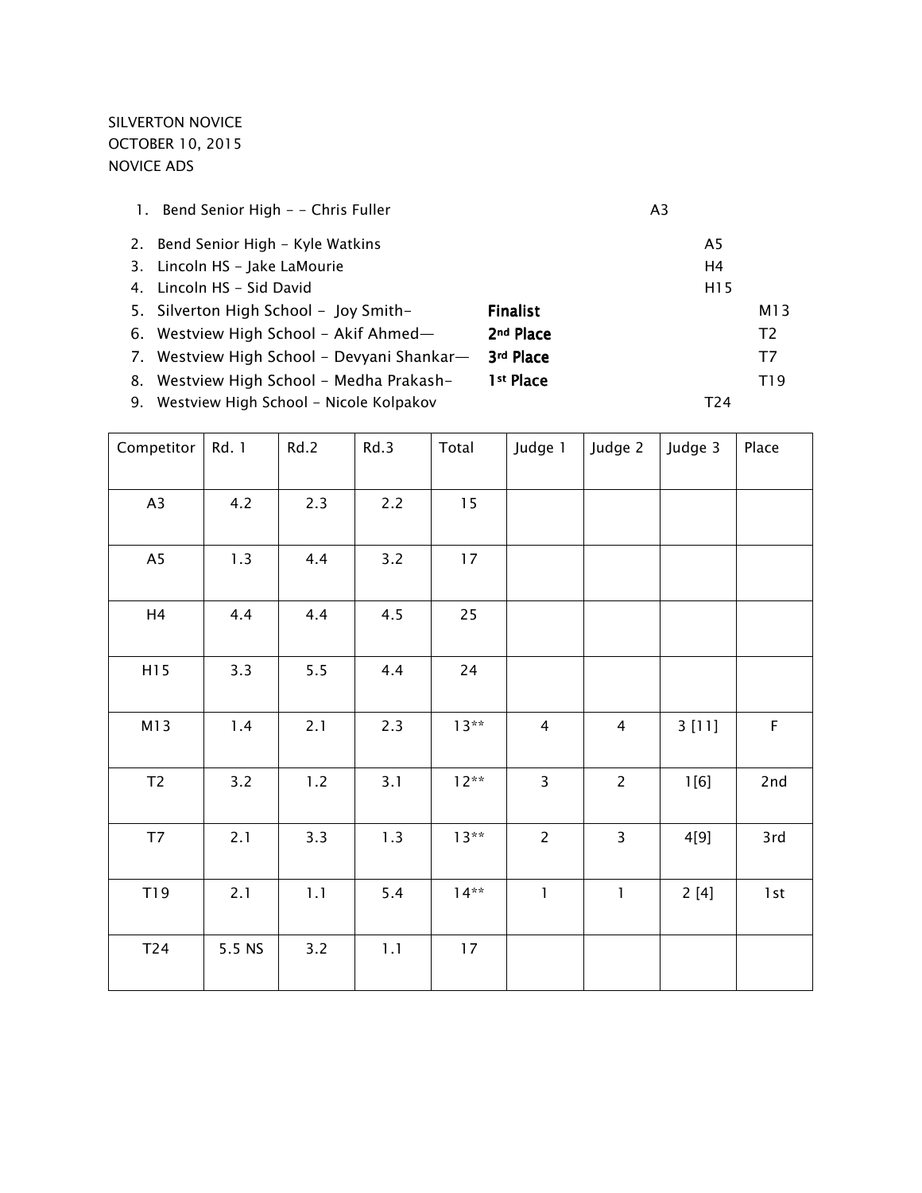SILVERTON NOVICE
OCTOBER 10, 2015
NOVICE ADS

1. Bend Senior High - - Chris Fuller A3
2. Bend Senior High - Kyle Watkins A5
3. Lincoln HS - Jake LaMourie H4
4. Lincoln HS - Sid David H15
5. Silverton High School - Joy Smith- **Finalist** M13
6. Westview High School - Akif Ahmed— **2nd Place** T2
7. Westview High School - Devyani Shankar— **3rd Place** T7
8. Westview High School - Medha Prakash- **1st Place** T19
9. Westview High School - Nicole Kolpakov T24

| Competitor | Rd. 1 | Rd.2 | Rd.3 | Total | Judge 1 | Judge 2 | Judge 3 | Place |
|---|---|---|---|---|---|---|---|---|
| A3 | 4.2 | 2.3 | 2.2 | 15 | | | | |
| A5 | 1.3 | 4.4 | 3.2 | 17 | | | | |
| H4 | 4.4 | 4.4 | 4.5 | 25 | | | | |
| H15 | 3.3 | 5.5 | 4.4 | 24 | | | | |
| M13 | 1.4 | 2.1 | 2.3 | 13** | 4 | 4 | 3 [11] | F |
| T2 | 3.2 | 1.2 | 3.1 | 12** | 3 | 2 | 1[6] | 2nd |
| T7 | 2.1 | 3.3 | 1.3 | 13** | 2 | 3 | 4[9] | 3rd |
| T19 | 2.1 | 1.1 | 5.4 | 14** | 1 | 1 | 2 [4] | 1st |
| T24 | 5.5 NS | 3.2 | 1.1 | 17 | | | | |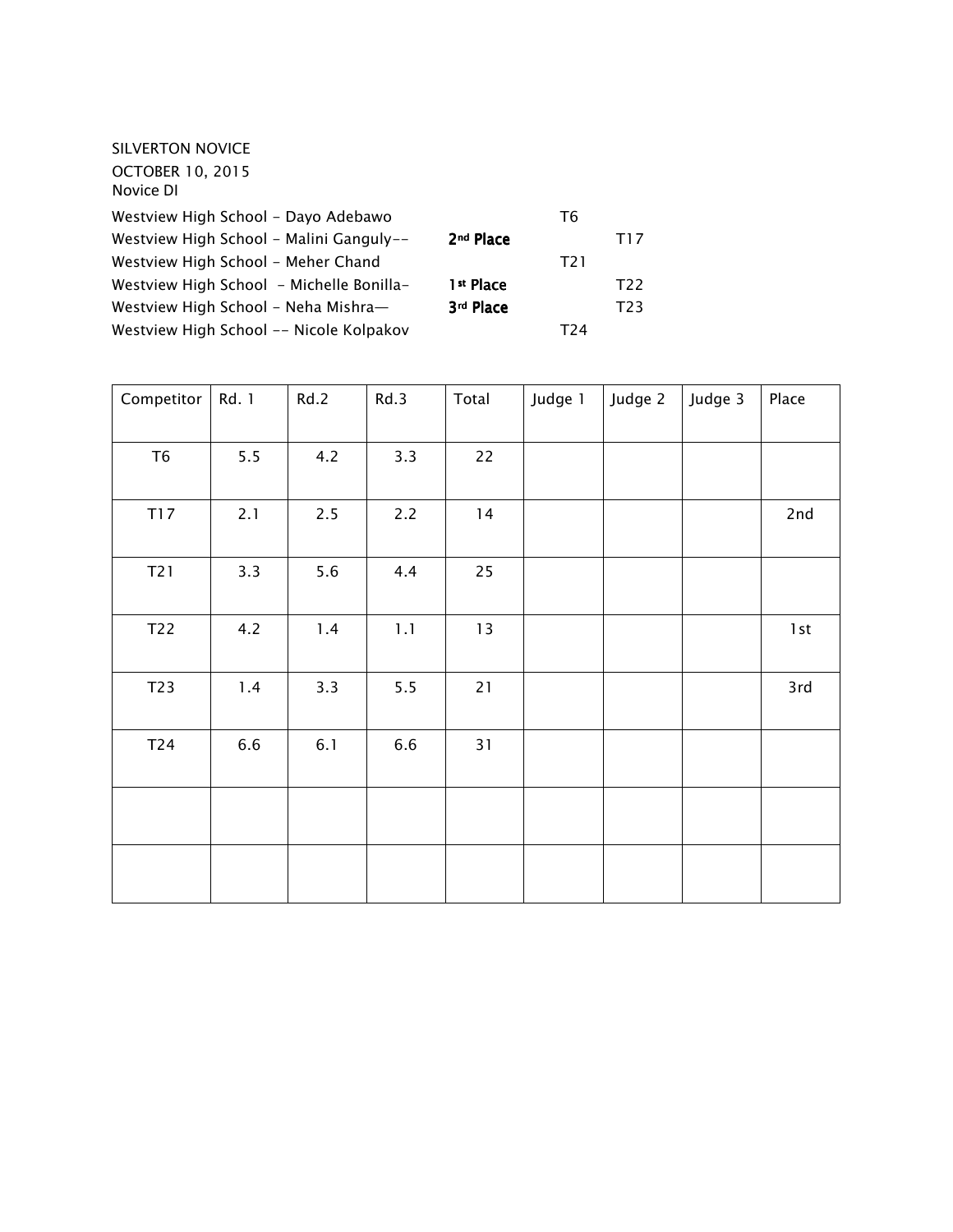SILVERTON NOVICE

OCTOBER 10, 2015

Novice DI

Westview High School – Dayo Adebawo T6

Westview High School – Malini Ganguly-- **2nd Place** T17

Westview High School – Meher Chand T21

Westview High School – Michelle Bonilla- **1st Place** T22

Westview High School – Neha Mishra— **3rd Place** T23

Westview High School -- Nicole Kolpakov T24

| Competitor | Rd. 1 | Rd.2 | Rd.3 | Total | Judge 1 | Judge 2 | Judge 3 | Place |
|---|---|---|---|---|---|---|---|---|
| T6 | 5.5 | 4.2 | 3.3 | 22 | | | | |
| T17 | 2.1 | 2.5 | 2.2 | 14 | | | | 2nd |
| T21 | 3.3 | 5.6 | 4.4 | 25 | | | | |
| T22 | 4.2 | 1.4 | 1.1 | 13 | | | | 1st |
| T23 | 1.4 | 3.3 | 5.5 | 21 | | | | 3rd |
| T24 | 6.6 | 6.1 | 6.6 | 31 | | | | |
| | | | | | | | | |
| | | | | | | | | |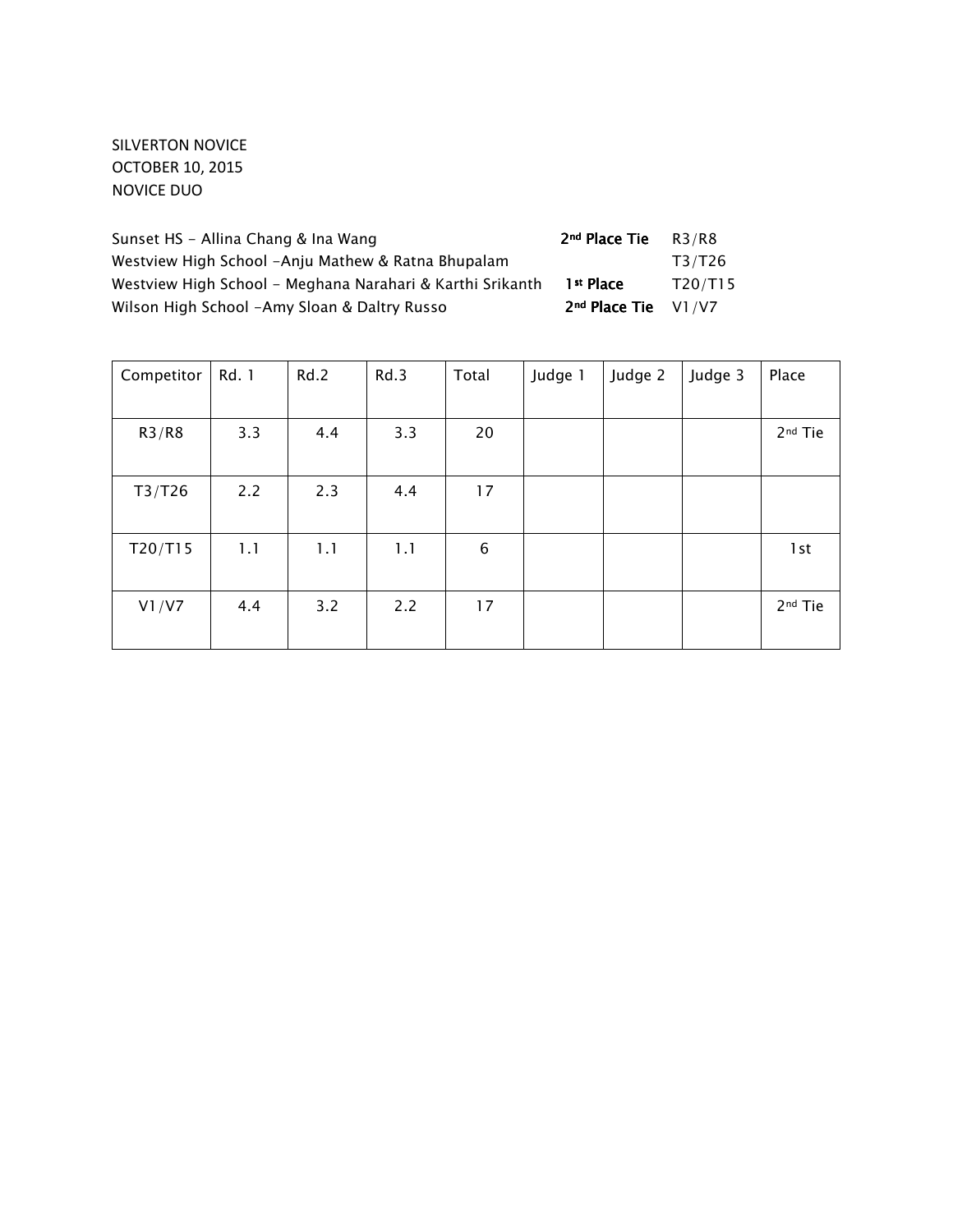SILVERTON NOVICE
OCTOBER 10, 2015
NOVICE DUO

| | | |
|---|---|---|
| Sunset HS - Allina Chang & Ina Wang | **2nd Place Tie** | R3/R8 |
| Westview High School -Anju Mathew & Ratna Bhupalam | | T3/T26 |
| Westview High School - Meghana Narahari & Karthi Srikanth | **1st Place** | T20/T15 |
| Wilson High School -Amy Sloan & Daltry Russo | **2nd Place Tie** | V1/V7 |

| Competitor | Rd. 1 | Rd.2 | Rd.3 | Total | Judge 1 | Judge 2 | Judge 3 | Place |
|---|---|---|---|---|---|---|---|---|
| R3/R8 | 3.3 | 4.4 | 3.3 | 20 | | | | 2nd Tie |
| T3/T26 | 2.2 | 2.3 | 4.4 | 17 | | | | |
| T20/T15 | 1.1 | 1.1 | 1.1 | 6 | | | | 1st |
| V1/V7 | 4.4 | 3.2 | 2.2 | 17 | | | | 2nd Tie |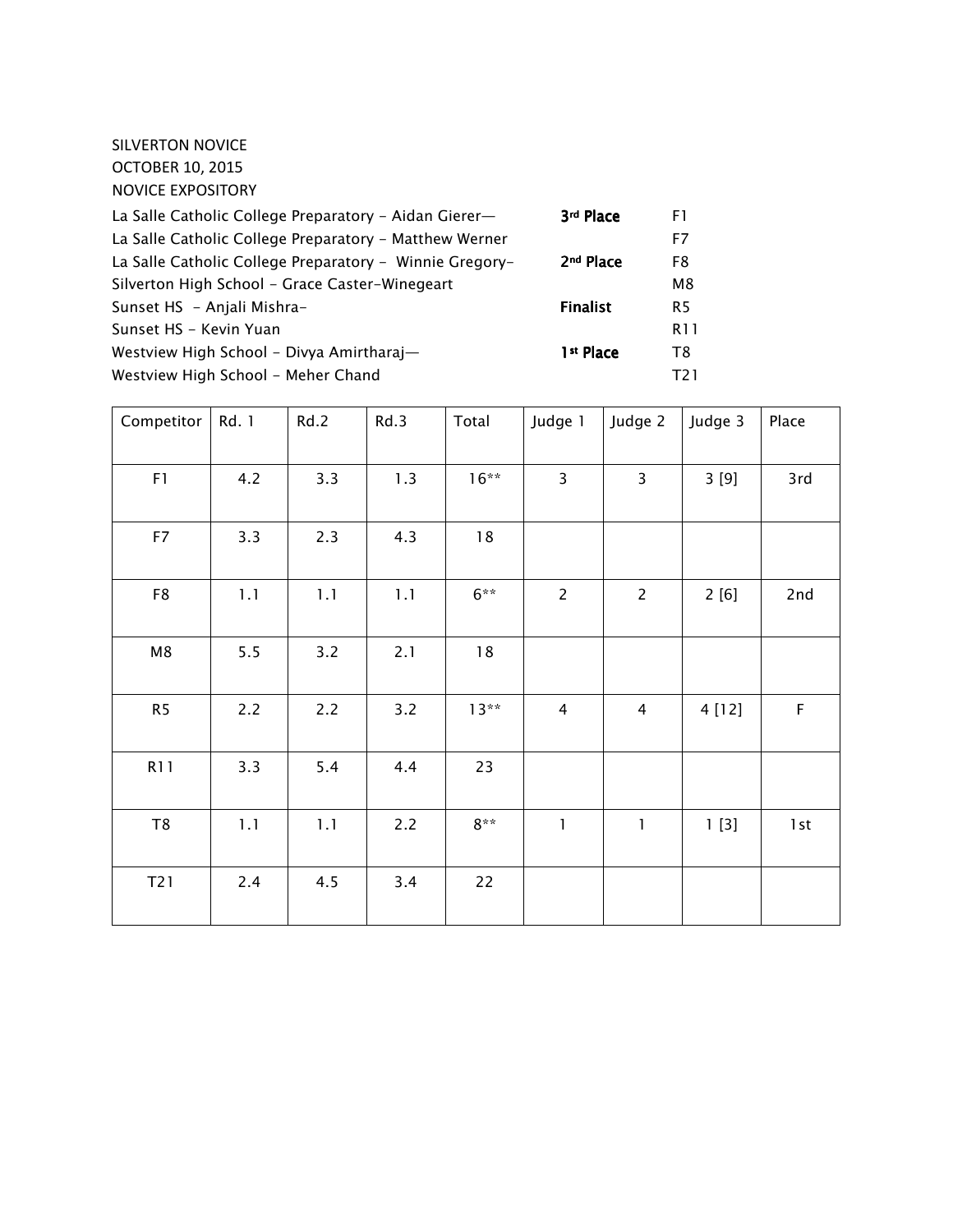SILVERTON NOVICE
OCTOBER 10, 2015
NOVICE EXPOSITORY

| | | |
|---|---|---|
| La Salle Catholic College Preparatory – Aidan Gierer— | **3rd Place** | F1 |
| La Salle Catholic College Preparatory – Matthew Werner | | F7 |
| La Salle Catholic College Preparatory – Winnie Gregory– | **2nd Place** | F8 |
| Silverton High School – Grace Caster-Winegeart | | M8 |
| Sunset HS – Anjali Mishra– | **Finalist** | R5 |
| Sunset HS – Kevin Yuan | | R11 |
| Westview High School – Divya Amirtharaj— | **1st Place** | T8 |
| Westview High School – Meher Chand | | T21 |

| Competitor | Rd. 1 | Rd.2 | Rd.3 | Total | Judge 1 | Judge 2 | Judge 3 | Place |
|---|---|---|---|---|---|---|---|---|
| F1 | 4.2 | 3.3 | 1.3 | 16** | 3 | 3 | 3 [9] | 3rd |
| F7 | 3.3 | 2.3 | 4.3 | 18 | | | | |
| F8 | 1.1 | 1.1 | 1.1 | 6** | 2 | 2 | 2 [6] | 2nd |
| M8 | 5.5 | 3.2 | 2.1 | 18 | | | | |
| R5 | 2.2 | 2.2 | 3.2 | 13** | 4 | 4 | 4 [12] | F |
| R11 | 3.3 | 5.4 | 4.4 | 23 | | | | |
| T8 | 1.1 | 1.1 | 2.2 | 8** | 1 | 1 | 1 [3] | 1st |
| T21 | 2.4 | 4.5 | 3.4 | 22 | | | | |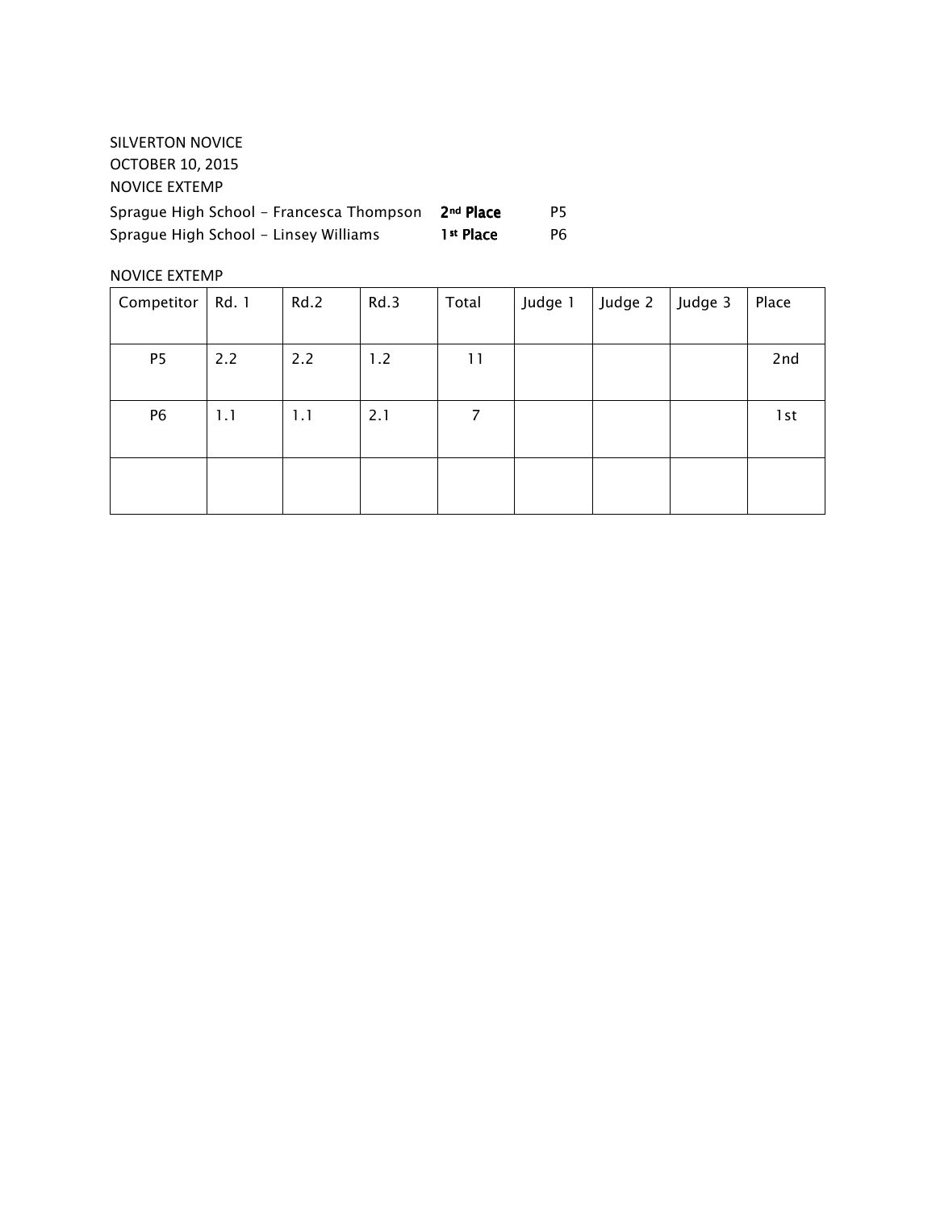SILVERTON NOVICE

OCTOBER 10, 2015

NOVICE EXTEMP

Sprague High School – Francesca Thompson **2nd Place** P5

Sprague High School – Linsey Williams **1st Place** P6

NOVICE EXTEMP

| Competitor | Rd. 1 | Rd.2 | Rd.3 | Total | Judge 1 | Judge 2 | Judge 3 | Place |
|---|---|---|---|---|---|---|---|---|
| P5 | 2.2 | 2.2 | 1.2 | 11 | | | | 2nd |
| P6 | 1.1 | 1.1 | 2.1 | 7 | | | | 1st |
| | | | | | | | | |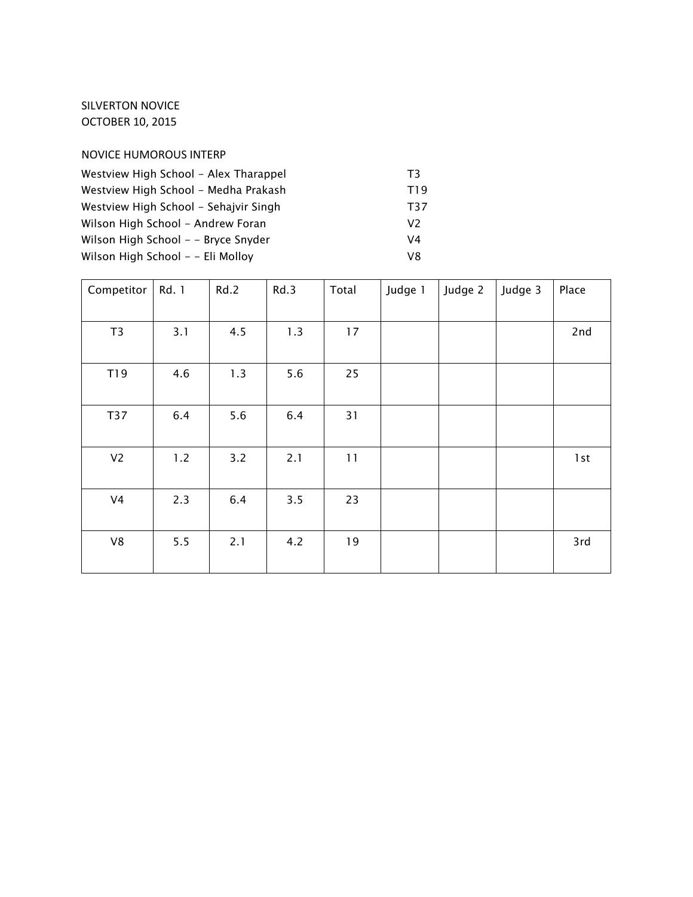SILVERTON NOVICE
OCTOBER 10, 2015

NOVICE HUMOROUS INTERP

| | |
|---|---|
| Westview High School – Alex Tharappel | T3 |
| Westview High School – Medha Prakash | T19 |
| Westview High School – Sehajvir Singh | T37 |
| Wilson High School – Andrew Foran | V2 |
| Wilson High School – – Bryce Snyder | V4 |
| Wilson High School – – Eli Molloy | V8 |

| Competitor | Rd. 1 | Rd.2 | Rd.3 | Total | Judge 1 | Judge 2 | Judge 3 | Place |
|---|---|---|---|---|---|---|---|---|
| T3 | 3.1 | 4.5 | 1.3 | 17 | | | | 2nd |
| T19 | 4.6 | 1.3 | 5.6 | 25 | | | | |
| T37 | 6.4 | 5.6 | 6.4 | 31 | | | | |
| V2 | 1.2 | 3.2 | 2.1 | 11 | | | | 1st |
| V4 | 2.3 | 6.4 | 3.5 | 23 | | | | |
| V8 | 5.5 | 2.1 | 4.2 | 19 | | | | 3rd |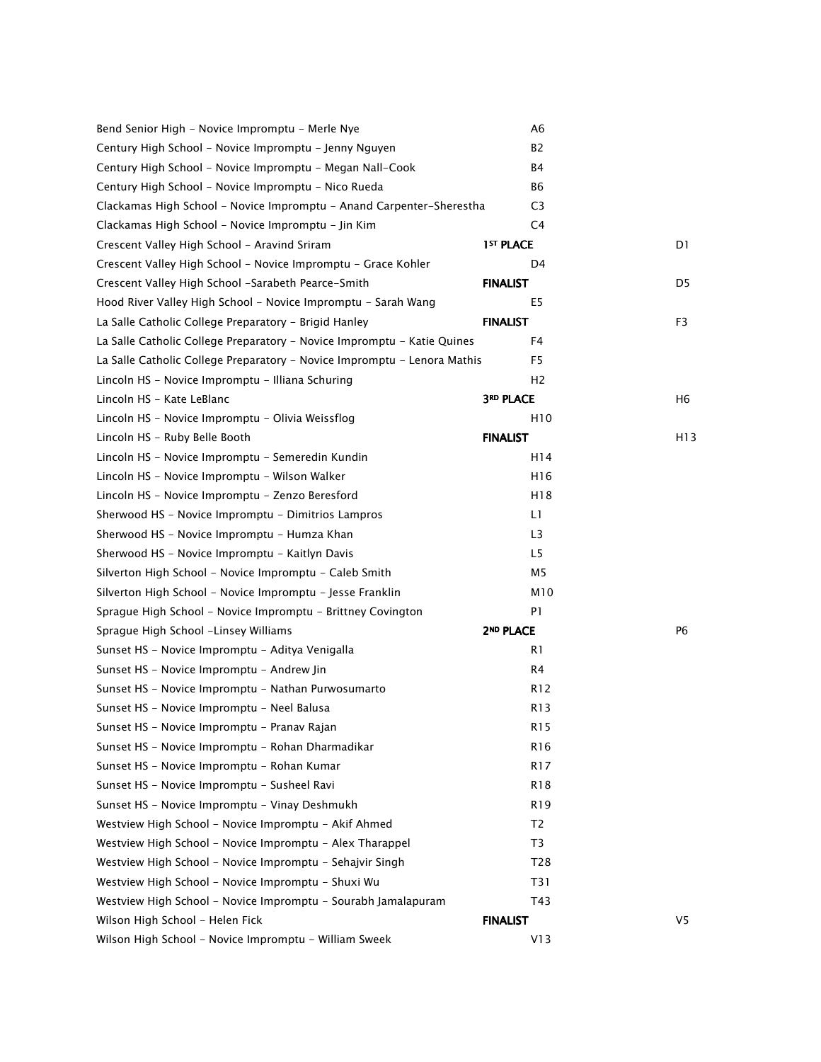| | | |
|---|---|---|
| Bend Senior High - Novice Impromptu - Merle Nye | A6 | |
| Century High School - Novice Impromptu - Jenny Nguyen | B2 | |
| Century High School - Novice Impromptu - Megan Nall-Cook | B4 | |
| Century High School - Novice Impromptu - Nico Rueda | B6 | |
| Clackamas High School - Novice Impromptu - Anand Carpenter-Sherestha | C3 | |
| Clackamas High School - Novice Impromptu - Jin Kim | C4 | |
| Crescent Valley High School - Aravind Sriram | **1ST PLACE** | D1 |
| Crescent Valley High School - Novice Impromptu - Grace Kohler | D4 | |
| Crescent Valley High School -Sarabeth Pearce-Smith | **FINALIST** | D5 |
| Hood River Valley High School - Novice Impromptu - Sarah Wang | E5 | |
| La Salle Catholic College Preparatory - Brigid Hanley | **FINALIST** | F3 |
| La Salle Catholic College Preparatory - Novice Impromptu - Katie Quines | F4 | |
| La Salle Catholic College Preparatory - Novice Impromptu - Lenora Mathis | F5 | |
| Lincoln HS - Novice Impromptu - Illiana Schuring | H2 | |
| Lincoln HS - Kate LeBlanc | **3RD PLACE** | H6 |
| Lincoln HS - Novice Impromptu - Olivia Weissflog | H10 | |
| Lincoln HS - Ruby Belle Booth | **FINALIST** | H13 |
| Lincoln HS - Novice Impromptu - Semeredin Kundin | H14 | |
| Lincoln HS - Novice Impromptu - Wilson Walker | H16 | |
| Lincoln HS - Novice Impromptu - Zenzo Beresford | H18 | |
| Sherwood HS - Novice Impromptu - Dimitrios Lampros | L1 | |
| Sherwood HS - Novice Impromptu - Humza Khan | L3 | |
| Sherwood HS - Novice Impromptu - Kaitlyn Davis | L5 | |
| Silverton High School - Novice Impromptu - Caleb Smith | M5 | |
| Silverton High School - Novice Impromptu - Jesse Franklin | M10 | |
| Sprague High School - Novice Impromptu - Brittney Covington | P1 | |
| Sprague High School -Linsey Williams | **2ND PLACE** | P6 |
| Sunset HS - Novice Impromptu - Aditya Venigalla | R1 | |
| Sunset HS - Novice Impromptu - Andrew Jin | R4 | |
| Sunset HS - Novice Impromptu - Nathan Purwosumarto | R12 | |
| Sunset HS - Novice Impromptu - Neel Balusa | R13 | |
| Sunset HS - Novice Impromptu - Pranav Rajan | R15 | |
| Sunset HS - Novice Impromptu - Rohan Dharmadikar | R16 | |
| Sunset HS - Novice Impromptu - Rohan Kumar | R17 | |
| Sunset HS - Novice Impromptu - Susheel Ravi | R18 | |
| Sunset HS - Novice Impromptu - Vinay Deshmukh | R19 | |
| Westview High School - Novice Impromptu - Akif Ahmed | T2 | |
| Westview High School - Novice Impromptu - Alex Tharappel | T3 | |
| Westview High School - Novice Impromptu - Sehajvir Singh | T28 | |
| Westview High School - Novice Impromptu - Shuxi Wu | T31 | |
| Westview High School - Novice Impromptu - Sourabh Jamalapuram | T43 | |
| Wilson High School - Helen Fick | **FINALIST** | V5 |
| Wilson High School - Novice Impromptu - William Sweek | V13 | |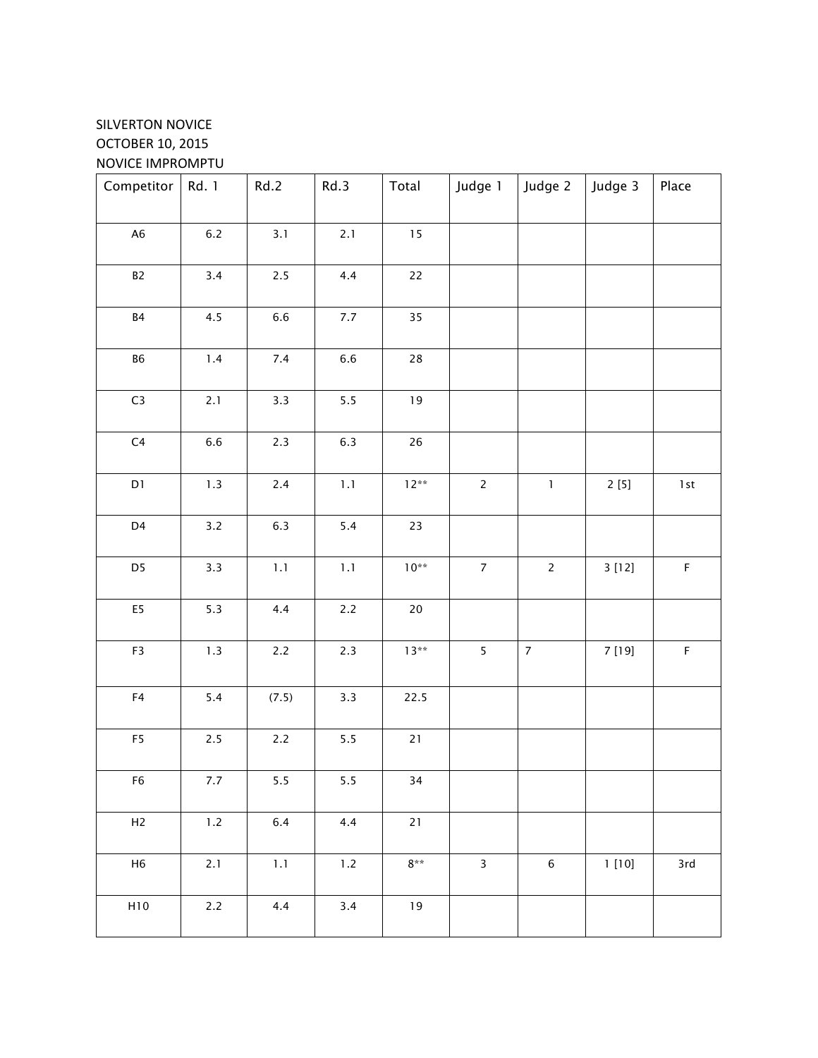SILVERTON NOVICE
OCTOBER 10, 2015
NOVICE IMPROMPTU

| Competitor | Rd. 1 | Rd.2 | Rd.3 | Total | Judge 1 | Judge 2 | Judge 3 | Place |
|---|---|---|---|---|---|---|---|---|
| A6 | 6.2 | 3.1 | 2.1 | 15 | | | | |
| B2 | 3.4 | 2.5 | 4.4 | 22 | | | | |
| B4 | 4.5 | 6.6 | 7.7 | 35 | | | | |
| B6 | 1.4 | 7.4 | 6.6 | 28 | | | | |
| C3 | 2.1 | 3.3 | 5.5 | 19 | | | | |
| C4 | 6.6 | 2.3 | 6.3 | 26 | | | | |
| D1 | 1.3 | 2.4 | 1.1 | 12** | 2 | 1 | 2 [5] | 1st |
| D4 | 3.2 | 6.3 | 5.4 | 23 | | | | |
| D5 | 3.3 | 1.1 | 1.1 | 10** | 7 | 2 | 3 [12] | F |
| E5 | 5.3 | 4.4 | 2.2 | 20 | | | | |
| F3 | 1.3 | 2.2 | 2.3 | 13** | 5 | 7 | 7 [19] | F |
| F4 | 5.4 | (7.5) | 3.3 | 22.5 | | | | |
| F5 | 2.5 | 2.2 | 5.5 | 21 | | | | |
| F6 | 7.7 | 5.5 | 5.5 | 34 | | | | |
| H2 | 1.2 | 6.4 | 4.4 | 21 | | | | |
| H6 | 2.1 | 1.1 | 1.2 | 8** | 3 | 6 | 1 [10] | 3rd |
| H10 | 2.2 | 4.4 | 3.4 | 19 | | | | |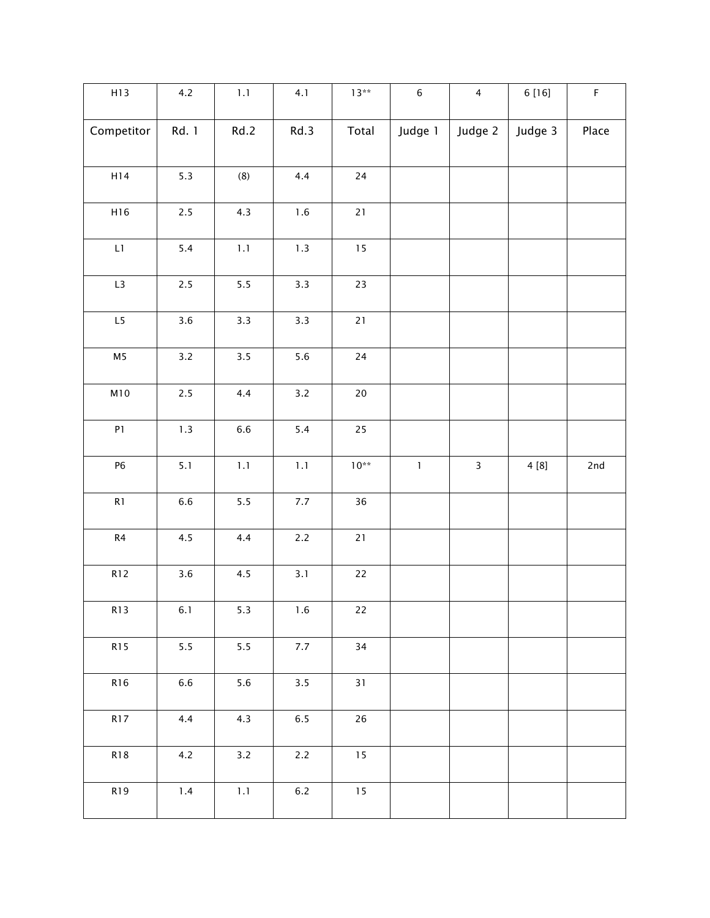| H13 | 4.2 | 1.1 | 4.1 | 13** | 6 | 4 | 6 [16] | F |
|---|---|---|---|---|---|---|---|---|
| Competitor | Rd. 1 | Rd.2 | Rd.3 | Total | Judge 1 | Judge 2 | Judge 3 | Place |
| H14 | 5.3 | (8) | 4.4 | 24 | | | | |
| H16 | 2.5 | 4.3 | 1.6 | 21 | | | | |
| L1 | 5.4 | 1.1 | 1.3 | 15 | | | | |
| L3 | 2.5 | 5.5 | 3.3 | 23 | | | | |
| L5 | 3.6 | 3.3 | 3.3 | 21 | | | | |
| M5 | 3.2 | 3.5 | 5.6 | 24 | | | | |
| M10 | 2.5 | 4.4 | 3.2 | 20 | | | | |
| P1 | 1.3 | 6.6 | 5.4 | 25 | | | | |
| P6 | 5.1 | 1.1 | 1.1 | 10** | 1 | 3 | 4 [8] | 2nd |
| R1 | 6.6 | 5.5 | 7.7 | 36 | | | | |
| R4 | 4.5 | 4.4 | 2.2 | 21 | | | | |
| R12 | 3.6 | 4.5 | 3.1 | 22 | | | | |
| R13 | 6.1 | 5.3 | 1.6 | 22 | | | | |
| R15 | 5.5 | 5.5 | 7.7 | 34 | | | | |
| R16 | 6.6 | 5.6 | 3.5 | 31 | | | | |
| R17 | 4.4 | 4.3 | 6.5 | 26 | | | | |
| R18 | 4.2 | 3.2 | 2.2 | 15 | | | | |
| R19 | 1.4 | 1.1 | 6.2 | 15 | | | | |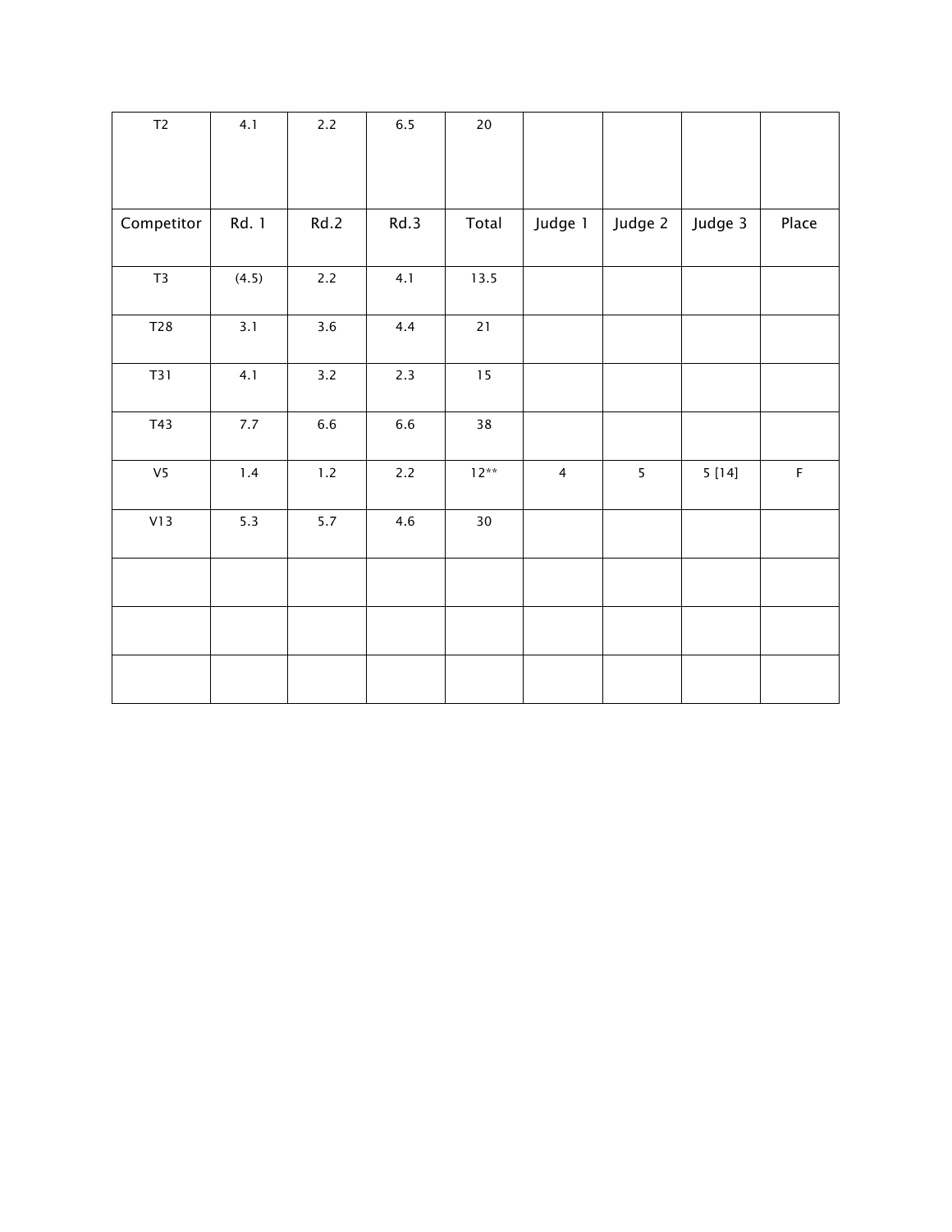| T2 | 4.1 | 2.2 | 6.5 | 20 | | | | |
|---|---|---|---|---|---|---|---|---|
| Competitor | Rd. 1 | Rd.2 | Rd.3 | Total | Judge 1 | Judge 2 | Judge 3 | Place |
| T3 | (4.5) | 2.2 | 4.1 | 13.5 | | | | |
| T28 | 3.1 | 3.6 | 4.4 | 21 | | | | |
| T31 | 4.1 | 3.2 | 2.3 | 15 | | | | |
| T43 | 7.7 | 6.6 | 6.6 | 38 | | | | |
| V5 | 1.4 | 1.2 | 2.2 | 12** | 4 | 5 | 5 [14] | F |
| V13 | 5.3 | 5.7 | 4.6 | 30 | | | | |
| | | | | | | | | |
| | | | | | | | | |
| | | | | | | | | |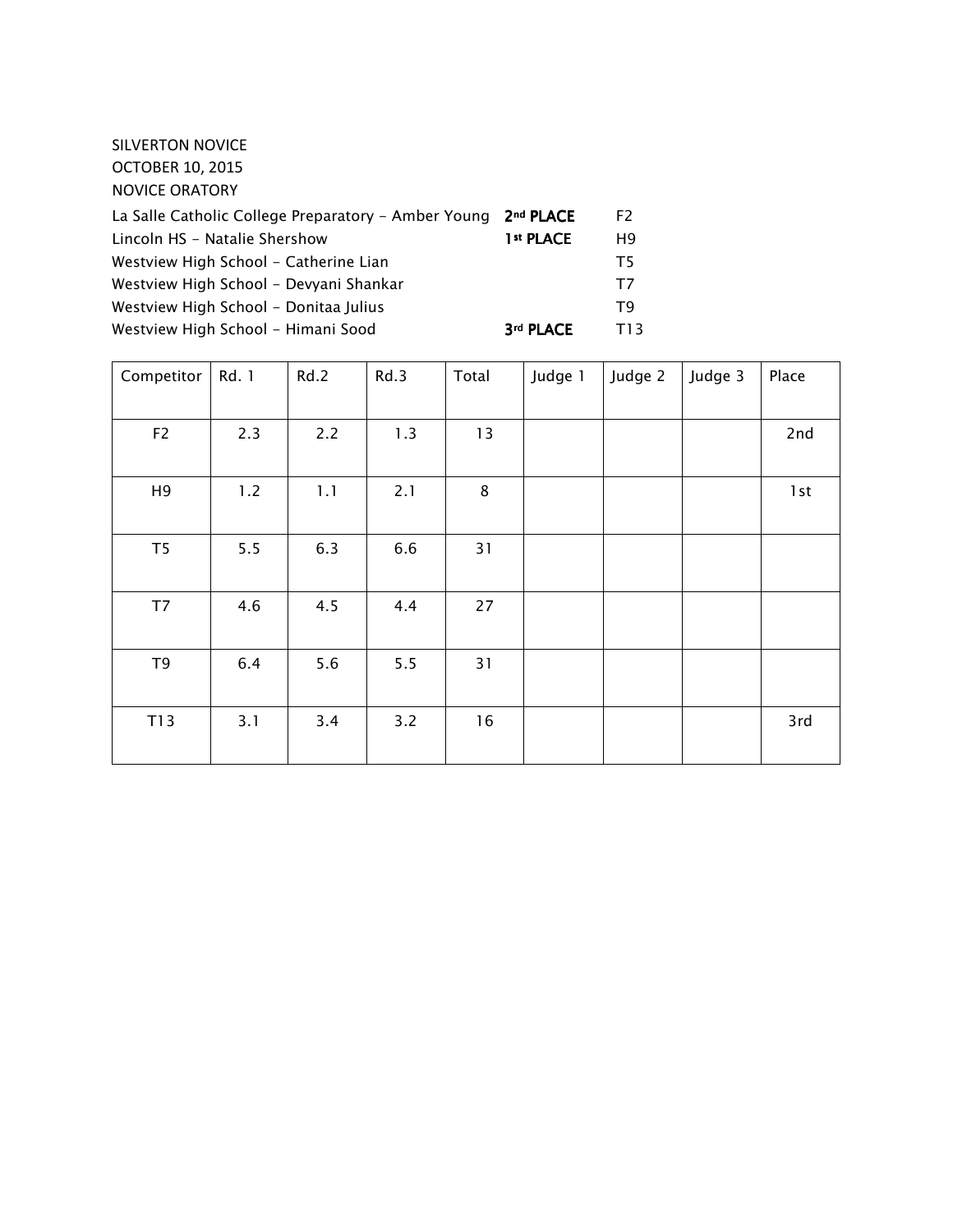SILVERTON NOVICE
OCTOBER 10, 2015
NOVICE ORATORY

| | | |
|---|---|---|
| La Salle Catholic College Preparatory – Amber Young | **2nd PLACE** | F2 |
| Lincoln HS – Natalie Shershow | **1st PLACE** | H9 |
| Westview High School – Catherine Lian | | T5 |
| Westview High School – Devyani Shankar | | T7 |
| Westview High School – Donitaa Julius | | T9 |
| Westview High School – Himani Sood | **3rd PLACE** | T13 |

| Competitor | Rd. 1 | Rd.2 | Rd.3 | Total | Judge 1 | Judge 2 | Judge 3 | Place |
|---|---|---|---|---|---|---|---|---|
| F2 | 2.3 | 2.2 | 1.3 | 13 | | | | 2nd |
| H9 | 1.2 | 1.1 | 2.1 | 8 | | | | 1st |
| T5 | 5.5 | 6.3 | 6.6 | 31 | | | | |
| T7 | 4.6 | 4.5 | 4.4 | 27 | | | | |
| T9 | 6.4 | 5.6 | 5.5 | 31 | | | | |
| T13 | 3.1 | 3.4 | 3.2 | 16 | | | | 3rd |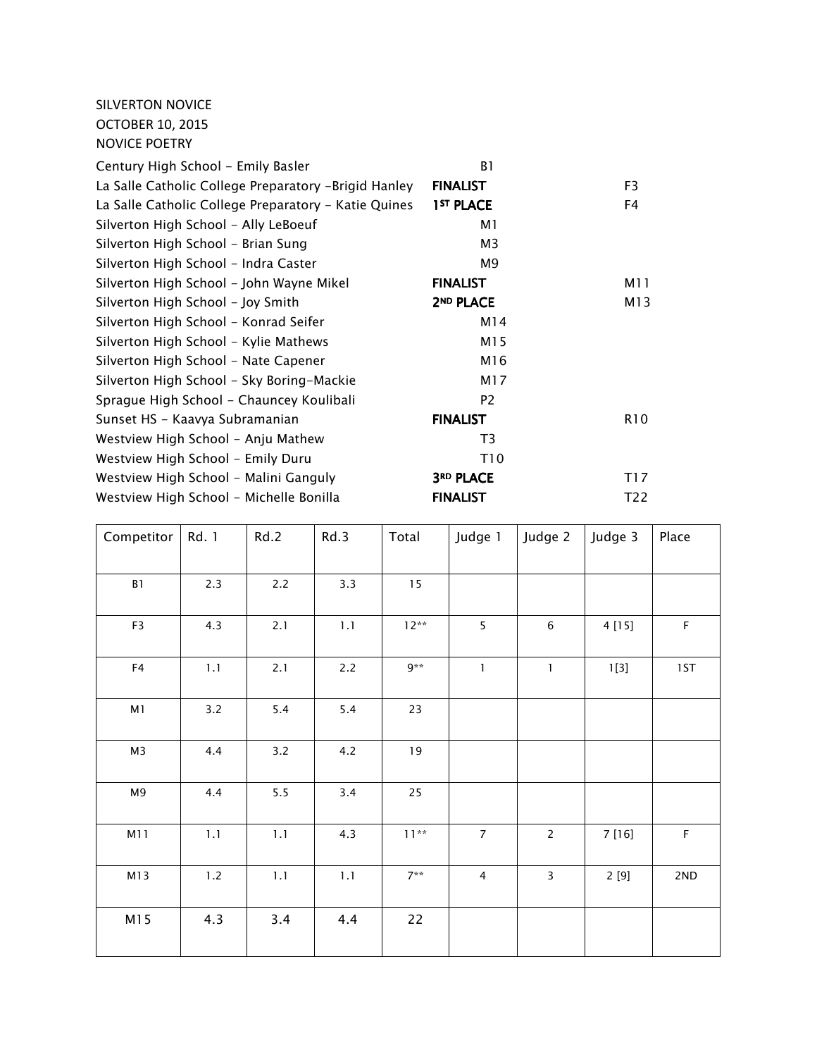SILVERTON NOVICE
OCTOBER 10, 2015
NOVICE POETRY

| | | |
|---|---|---|
| Century High School – Emily Basler | B1 | |
| La Salle Catholic College Preparatory –Brigid Hanley | **FINALIST** | F3 |
| La Salle Catholic College Preparatory – Katie Quines | **1ST PLACE** | F4 |
| Silverton High School – Ally LeBoeuf | M1 | |
| Silverton High School – Brian Sung | M3 | |
| Silverton High School – Indra Caster | M9 | |
| Silverton High School – John Wayne Mikel | **FINALIST** | M11 |
| Silverton High School – Joy Smith | **2ND PLACE** | M13 |
| Silverton High School – Konrad Seifer | M14 | |
| Silverton High School – Kylie Mathews | M15 | |
| Silverton High School – Nate Capener | M16 | |
| Silverton High School – Sky Boring-Mackie | M17 | |
| Sprague High School – Chauncey Koulibali | P2 | |
| Sunset HS – Kaavya Subramanian | **FINALIST** | R10 |
| Westview High School – Anju Mathew | T3 | |
| Westview High School – Emily Duru | T10 | |
| Westview High School – Malini Ganguly | **3RD PLACE** | T17 |
| Westview High School – Michelle Bonilla | **FINALIST** | T22 |

| Competitor | Rd. 1 | Rd.2 | Rd.3 | Total | Judge 1 | Judge 2 | Judge 3 | Place |
|---|---|---|---|---|---|---|---|---|
| B1 | 2.3 | 2.2 | 3.3 | 15 | | | | |
| F3 | 4.3 | 2.1 | 1.1 | 12** | 5 | 6 | 4 [15] | F |
| F4 | 1.1 | 2.1 | 2.2 | 9** | 1 | 1 | 1[3] | 1ST |
| M1 | 3.2 | 5.4 | 5.4 | 23 | | | | |
| M3 | 4.4 | 3.2 | 4.2 | 19 | | | | |
| M9 | 4.4 | 5.5 | 3.4 | 25 | | | | |
| M11 | 1.1 | 1.1 | 4.3 | 11** | 7 | 2 | 7 [16] | F |
| M13 | 1.2 | 1.1 | 1.1 | 7** | 4 | 3 | 2 [9] | 2ND |
| M15 | 4.3 | 3.4 | 4.4 | 22 | | | | |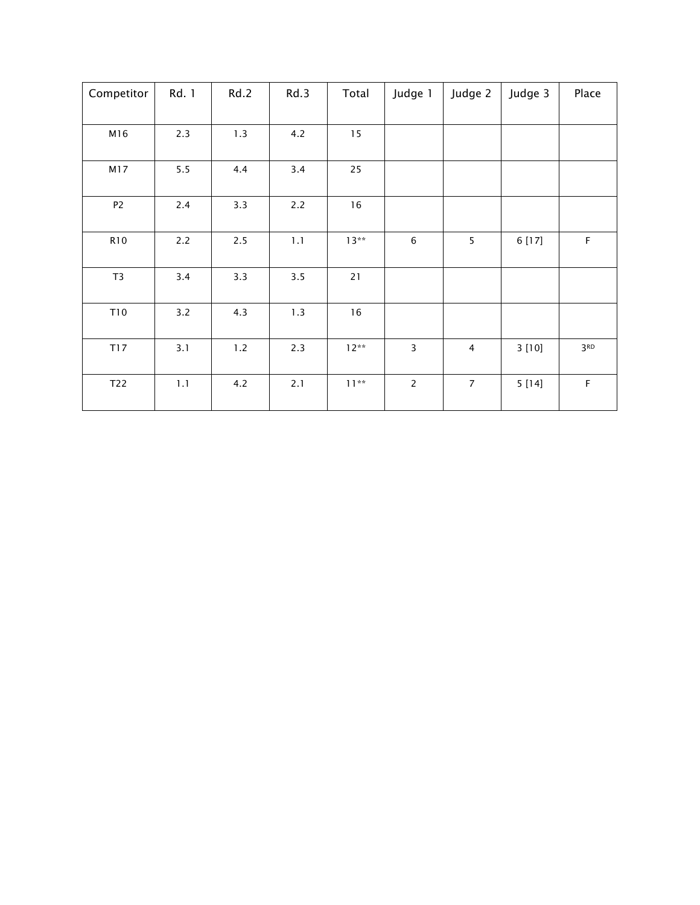| Competitor | Rd. 1 | Rd.2 | Rd.3 | Total | Judge 1 | Judge 2 | Judge 3 | Place |
|---|---|---|---|---|---|---|---|---|
| M16 | 2.3 | 1.3 | 4.2 | 15 | | | | |
| M17 | 5.5 | 4.4 | 3.4 | 25 | | | | |
| P2 | 2.4 | 3.3 | 2.2 | 16 | | | | |
| R10 | 2.2 | 2.5 | 1.1 | 13** | 6 | 5 | 6 [17] | F |
| T3 | 3.4 | 3.3 | 3.5 | 21 | | | | |
| T10 | 3.2 | 4.3 | 1.3 | 16 | | | | |
| T17 | 3.1 | 1.2 | 2.3 | 12** | 3 | 4 | 3 [10] | 3RD |
| T22 | 1.1 | 4.2 | 2.1 | 11** | 2 | 7 | 5 [14] | F |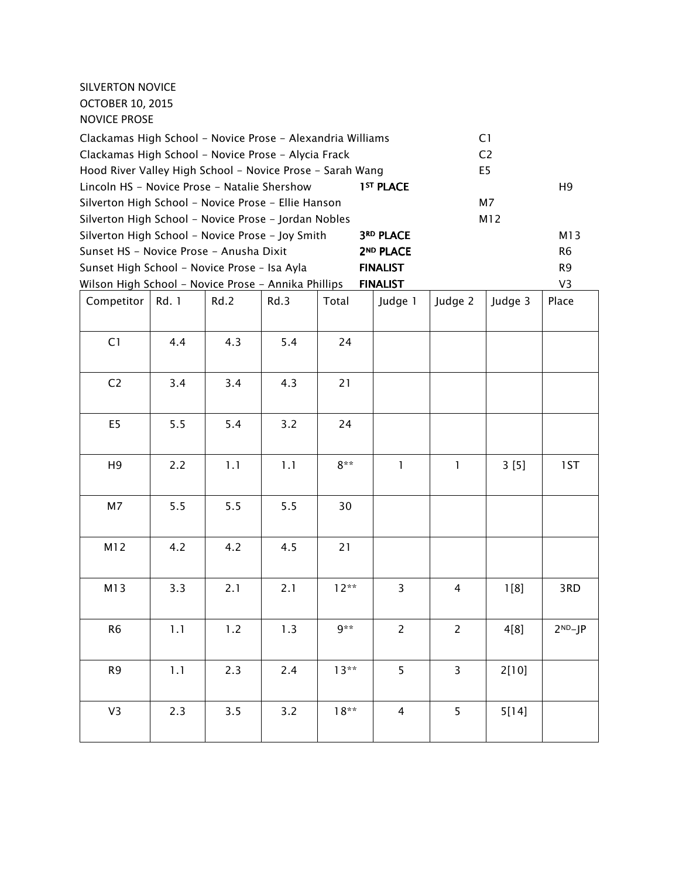SILVERTON NOVICE
OCTOBER 10, 2015
NOVICE PROSE

Clackamas High School – Novice Prose – Alexandria Williams C1
Clackamas High School – Novice Prose – Alycia Frack C2
Hood River Valley High School – Novice Prose – Sarah Wang E5
Lincoln HS – Novice Prose – Natalie Shershow **1ST PLACE** H9
Silverton High School – Novice Prose – Ellie Hanson M7
Silverton High School – Novice Prose – Jordan Nobles M12
Silverton High School – Novice Prose – Joy Smith **3RD PLACE** M13
Sunset HS – Novice Prose – Anusha Dixit **2ND PLACE** R6
Sunset High School – Novice Prose – Isa Ayla **FINALIST** R9
Wilson High School – Novice Prose – Annika Phillips **FINALIST** V3

| Competitor | Rd. 1 | Rd.2 | Rd.3 | Total | Judge 1 | Judge 2 | Judge 3 | Place |
|---|---|---|---|---|---|---|---|---|
| C1 | 4.4 | 4.3 | 5.4 | 24 | | | | |
| C2 | 3.4 | 3.4 | 4.3 | 21 | | | | |
| E5 | 5.5 | 5.4 | 3.2 | 24 | | | | |
| H9 | 2.2 | 1.1 | 1.1 | 8** | 1 | 1 | 3 [5] | 1ST |
| M7 | 5.5 | 5.5 | 5.5 | 30 | | | | |
| M12 | 4.2 | 4.2 | 4.5 | 21 | | | | |
| M13 | 3.3 | 2.1 | 2.1 | 12** | 3 | 4 | 1[8] | 3RD |
| R6 | 1.1 | 1.2 | 1.3 | 9** | 2 | 2 | 4[8] | 2ND–JP |
| R9 | 1.1 | 2.3 | 2.4 | 13** | 5 | 3 | 2[10] | |
| V3 | 2.3 | 3.5 | 3.2 | 18** | 4 | 5 | 5[14] | |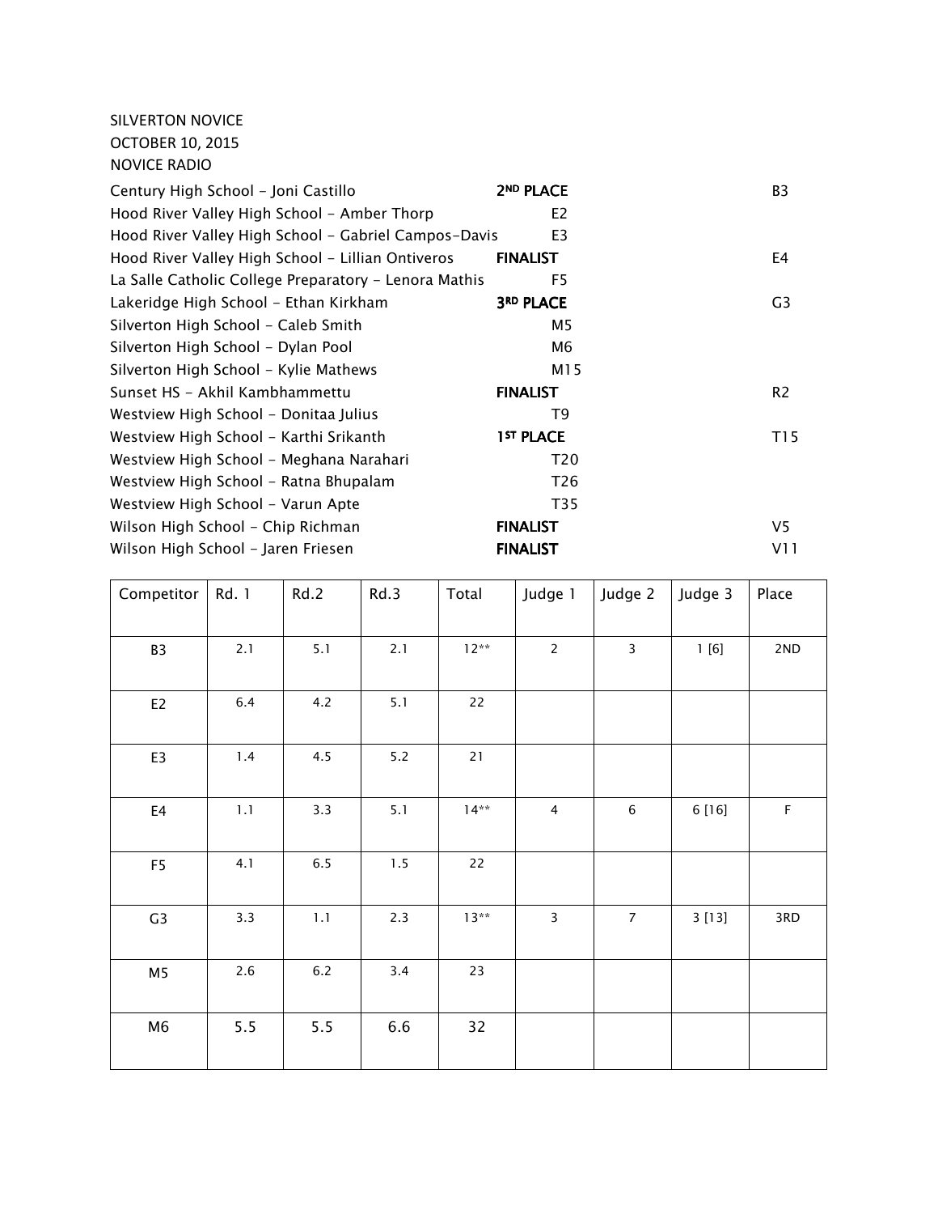SILVERTON NOVICE
OCTOBER 10, 2015
NOVICE RADIO

| | | |
|---|---|---|
| Century High School - Joni Castillo | **2ND PLACE** | B3 |
| Hood River Valley High School - Amber Thorp | E2 | |
| Hood River Valley High School - Gabriel Campos-Davis | E3 | |
| Hood River Valley High School - Lillian Ontiveros | **FINALIST** | E4 |
| La Salle Catholic College Preparatory - Lenora Mathis | F5 | |
| Lakeridge High School - Ethan Kirkham | **3RD PLACE** | G3 |
| Silverton High School - Caleb Smith | M5 | |
| Silverton High School - Dylan Pool | M6 | |
| Silverton High School - Kylie Mathews | M15 | |
| Sunset HS - Akhil Kambhammettu | **FINALIST** | R2 |
| Westview High School - Donitaa Julius | T9 | |
| Westview High School - Karthi Srikanth | **1ST PLACE** | T15 |
| Westview High School - Meghana Narahari | T20 | |
| Westview High School - Ratna Bhupalam | T26 | |
| Westview High School - Varun Apte | T35 | |
| Wilson High School - Chip Richman | **FINALIST** | V5 |
| Wilson High School - Jaren Friesen | **FINALIST** | V11 |

| Competitor | Rd. 1 | Rd.2 | Rd.3 | Total | Judge 1 | Judge 2 | Judge 3 | Place |
|---|---|---|---|---|---|---|---|---|
| B3 | 2.1 | 5.1 | 2.1 | 12** | 2 | 3 | 1 [6] | 2ND |
| E2 | 6.4 | 4.2 | 5.1 | 22 | | | | |
| E3 | 1.4 | 4.5 | 5.2 | 21 | | | | |
| E4 | 1.1 | 3.3 | 5.1 | 14** | 4 | 6 | 6 [16] | F |
| F5 | 4.1 | 6.5 | 1.5 | 22 | | | | |
| G3 | 3.3 | 1.1 | 2.3 | 13** | 3 | 7 | 3 [13] | 3RD |
| M5 | 2.6 | 6.2 | 3.4 | 23 | | | | |
| M6 | 5.5 | 5.5 | 6.6 | 32 | | | | |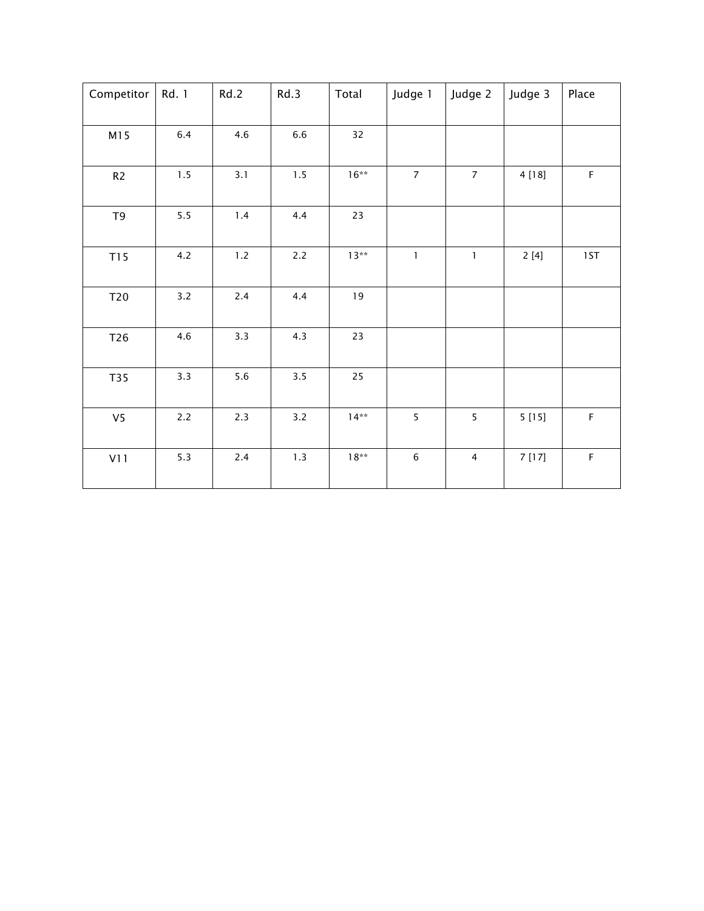| Competitor | Rd. 1 | Rd.2 | Rd.3 | Total | Judge 1 | Judge 2 | Judge 3 | Place |
|---|---|---|---|---|---|---|---|---|
| M15 | 6.4 | 4.6 | 6.6 | 32 | | | | |
| R2 | 1.5 | 3.1 | 1.5 | 16** | 7 | 7 | 4 [18] | F |
| T9 | 5.5 | 1.4 | 4.4 | 23 | | | | |
| T15 | 4.2 | 1.2 | 2.2 | 13** | 1 | 1 | 2 [4] | 1ST |
| T20 | 3.2 | 2.4 | 4.4 | 19 | | | | |
| T26 | 4.6 | 3.3 | 4.3 | 23 | | | | |
| T35 | 3.3 | 5.6 | 3.5 | 25 | | | | |
| V5 | 2.2 | 2.3 | 3.2 | 14** | 5 | 5 | 5 [15] | F |
| V11 | 5.3 | 2.4 | 1.3 | 18** | 6 | 4 | 7 [17] | F |